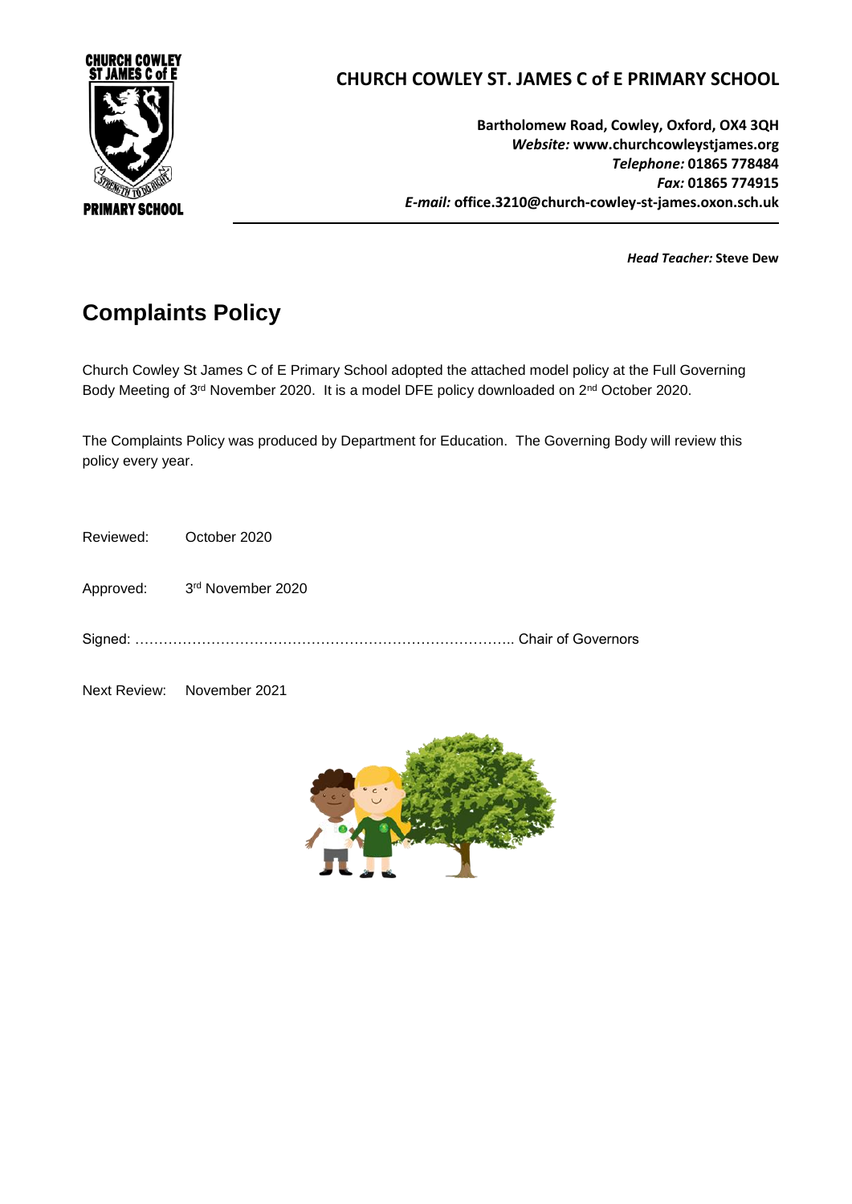CHURCH COWLEY ST JAMES C of E

PRIMARY SCHOOL

STRENGTH TO DO RIGHT

**CHURCH COWLEY ST. JAMES C of E PRIMARY SCHOOL**

**Bartholomew Road, Cowley, Oxford, OX4 3QH**
***Website:* www.churchcowleystjames.org**
***Telephone:* 01865 778484**
***Fax:* 01865 774915**
***E-mail:* office.3210@church-cowley-st-james.oxon.sch.uk**

***Head Teacher:* Steve Dew**

# Complaints Policy

Church Cowley St James C of E Primary School adopted the attached model policy at the Full Governing Body Meeting of 3rd November 2020. It is a model DFE policy downloaded on 2nd October 2020.

The Complaints Policy was produced by Department for Education. The Governing Body will review this policy every year.

Reviewed: October 2020

Approved: 3rd November 2020

Signed: ………………………………………………………………………. Chair of Governors

Next Review: November 2021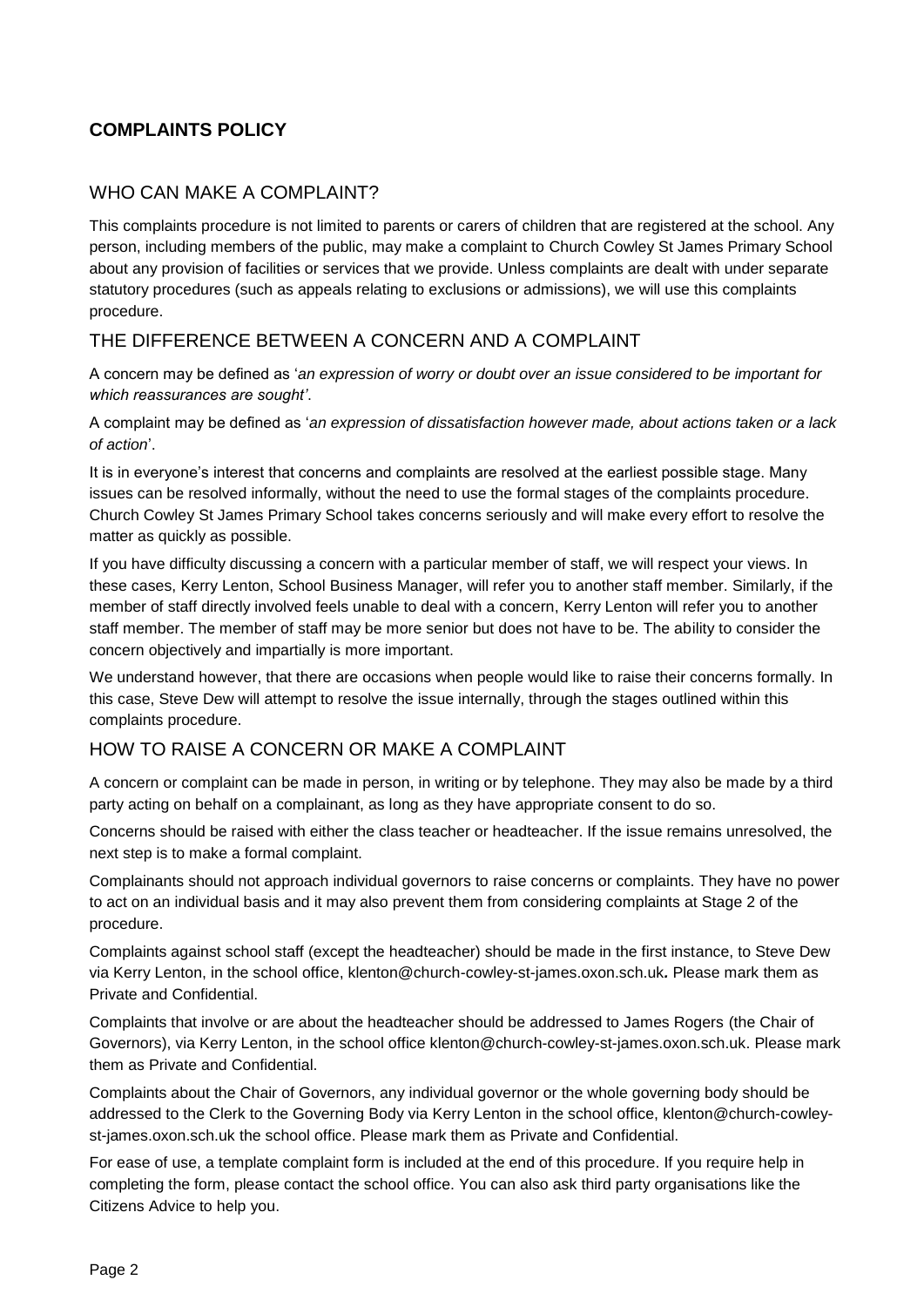## COMPLAINTS POLICY

### WHO CAN MAKE A COMPLAINT?

This complaints procedure is not limited to parents or carers of children that are registered at the school. Any person, including members of the public, may make a complaint to Church Cowley St James Primary School about any provision of facilities or services that we provide. Unless complaints are dealt with under separate statutory procedures (such as appeals relating to exclusions or admissions), we will use this complaints procedure.

### THE DIFFERENCE BETWEEN A CONCERN AND A COMPLAINT

A concern may be defined as '*an expression of worry or doubt over an issue considered to be important for which reassurances are sought'*.

A complaint may be defined as '*an expression of dissatisfaction however made, about actions taken or a lack of action*'.

It is in everyone's interest that concerns and complaints are resolved at the earliest possible stage. Many issues can be resolved informally, without the need to use the formal stages of the complaints procedure. Church Cowley St James Primary School takes concerns seriously and will make every effort to resolve the matter as quickly as possible.

If you have difficulty discussing a concern with a particular member of staff, we will respect your views. In these cases, Kerry Lenton, School Business Manager, will refer you to another staff member. Similarly, if the member of staff directly involved feels unable to deal with a concern, Kerry Lenton will refer you to another staff member. The member of staff may be more senior but does not have to be. The ability to consider the concern objectively and impartially is more important.

We understand however, that there are occasions when people would like to raise their concerns formally. In this case, Steve Dew will attempt to resolve the issue internally, through the stages outlined within this complaints procedure.

### HOW TO RAISE A CONCERN OR MAKE A COMPLAINT

A concern or complaint can be made in person, in writing or by telephone. They may also be made by a third party acting on behalf on a complainant, as long as they have appropriate consent to do so.

Concerns should be raised with either the class teacher or headteacher. If the issue remains unresolved, the next step is to make a formal complaint.

Complainants should not approach individual governors to raise concerns or complaints. They have no power to act on an individual basis and it may also prevent them from considering complaints at Stage 2 of the procedure.

Complaints against school staff (except the headteacher) should be made in the first instance, to Steve Dew via Kerry Lenton, in the school office, klenton@church-cowley-st-james.oxon.sch.uk**.** Please mark them as Private and Confidential.

Complaints that involve or are about the headteacher should be addressed to James Rogers (the Chair of Governors), via Kerry Lenton, in the school office klenton@church-cowley-st-james.oxon.sch.uk. Please mark them as Private and Confidential.

Complaints about the Chair of Governors, any individual governor or the whole governing body should be addressed to the Clerk to the Governing Body via Kerry Lenton in the school office, klenton@church-cowley-st-james.oxon.sch.uk the school office. Please mark them as Private and Confidential.

For ease of use, a template complaint form is included at the end of this procedure. If you require help in completing the form, please contact the school office. You can also ask third party organisations like the Citizens Advice to help you.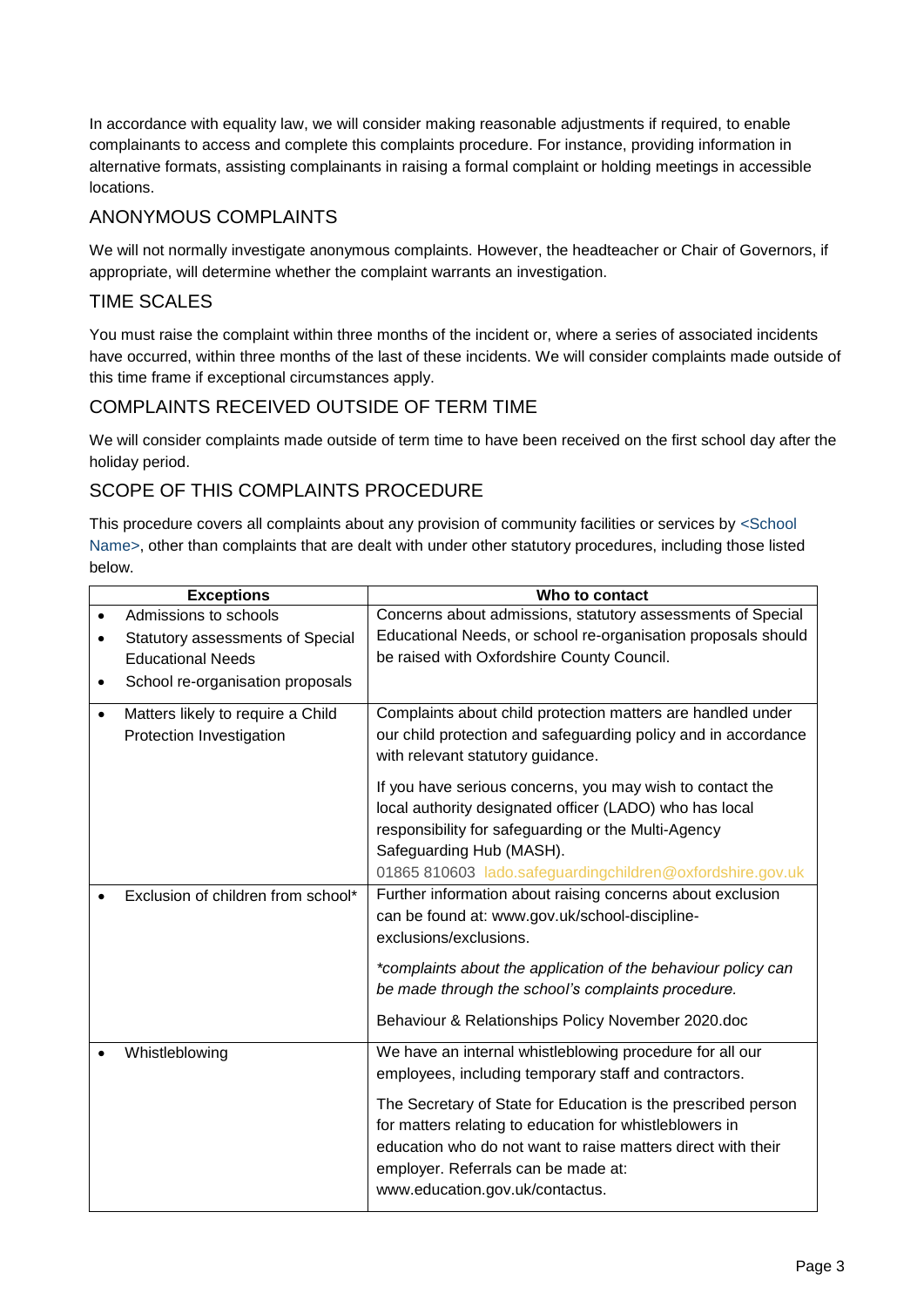In accordance with equality law, we will consider making reasonable adjustments if required, to enable complainants to access and complete this complaints procedure. For instance, providing information in alternative formats, assisting complainants in raising a formal complaint or holding meetings in accessible locations.

## ANONYMOUS COMPLAINTS

We will not normally investigate anonymous complaints. However, the headteacher or Chair of Governors, if appropriate, will determine whether the complaint warrants an investigation.

## TIME SCALES

You must raise the complaint within three months of the incident or, where a series of associated incidents have occurred, within three months of the last of these incidents. We will consider complaints made outside of this time frame if exceptional circumstances apply.

## COMPLAINTS RECEIVED OUTSIDE OF TERM TIME

We will consider complaints made outside of term time to have been received on the first school day after the holiday period.

## SCOPE OF THIS COMPLAINTS PROCEDURE

This procedure covers all complaints about any provision of community facilities or services by <School Name>, other than complaints that are dealt with under other statutory procedures, including those listed below.

| Exceptions | Who to contact |
|---|---|
| • Admissions to schools<br>• Statutory assessments of Special Educational Needs<br>• School re-organisation proposals | Concerns about admissions, statutory assessments of Special Educational Needs, or school re-organisation proposals should be raised with Oxfordshire County Council. |
| • Matters likely to require a Child Protection Investigation | Complaints about child protection matters are handled under our child protection and safeguarding policy and in accordance with relevant statutory guidance.<br><br>If you have serious concerns, you may wish to contact the local authority designated officer (LADO) who has local responsibility for safeguarding or the Multi-Agency Safeguarding Hub (MASH).<br>01865 810603 lado.safeguardingchildren@oxfordshire.gov.uk |
| • Exclusion of children from school* | Further information about raising concerns about exclusion can be found at: www.gov.uk/school-discipline-exclusions/exclusions.<br><br>*\*complaints about the application of the behaviour policy can be made through the school's complaints procedure.*<br><br>Behaviour & Relationships Policy November 2020.doc |
| • Whistleblowing | We have an internal whistleblowing procedure for all our employees, including temporary staff and contractors.<br><br>The Secretary of State for Education is the prescribed person for matters relating to education for whistleblowers in education who do not want to raise matters direct with their employer. Referrals can be made at: www.education.gov.uk/contactus. |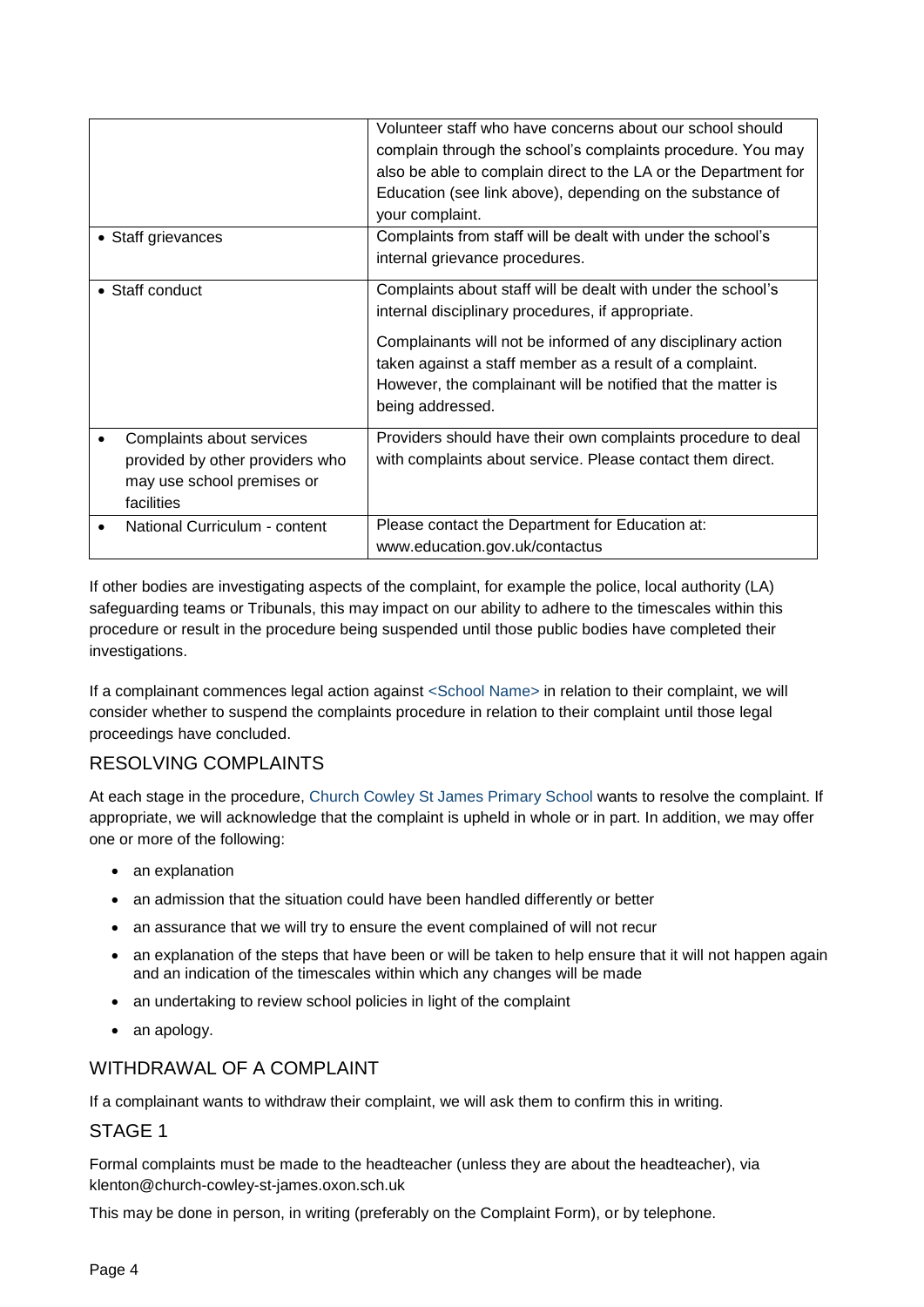| | |
|---|---|
| | Volunteer staff who have concerns about our school should complain through the school's complaints procedure. You may also be able to complain direct to the LA or the Department for Education (see link above), depending on the substance of your complaint. |
| • Staff grievances | Complaints from staff will be dealt with under the school's internal grievance procedures. |
| • Staff conduct | Complaints about staff will be dealt with under the school's internal disciplinary procedures, if appropriate. <br><br> Complainants will not be informed of any disciplinary action taken against a staff member as a result of a complaint. However, the complainant will be notified that the matter is being addressed. |
| • Complaints about services provided by other providers who may use school premises or facilities | Providers should have their own complaints procedure to deal with complaints about service. Please contact them direct. |
| • National Curriculum - content | Please contact the Department for Education at: www.education.gov.uk/contactus |

If other bodies are investigating aspects of the complaint, for example the police, local authority (LA) safeguarding teams or Tribunals, this may impact on our ability to adhere to the timescales within this procedure or result in the procedure being suspended until those public bodies have completed their investigations.

If a complainant commences legal action against <School Name> in relation to their complaint, we will consider whether to suspend the complaints procedure in relation to their complaint until those legal proceedings have concluded.

## RESOLVING COMPLAINTS

At each stage in the procedure, Church Cowley St James Primary School wants to resolve the complaint. If appropriate, we will acknowledge that the complaint is upheld in whole or in part. In addition, we may offer one or more of the following:

- an explanation
- an admission that the situation could have been handled differently or better
- an assurance that we will try to ensure the event complained of will not recur
- an explanation of the steps that have been or will be taken to help ensure that it will not happen again and an indication of the timescales within which any changes will be made
- an undertaking to review school policies in light of the complaint
- an apology.

## WITHDRAWAL OF A COMPLAINT

If a complainant wants to withdraw their complaint, we will ask them to confirm this in writing.

## STAGE 1

Formal complaints must be made to the headteacher (unless they are about the headteacher), via klenton@church-cowley-st-james.oxon.sch.uk

This may be done in person, in writing (preferably on the Complaint Form), or by telephone.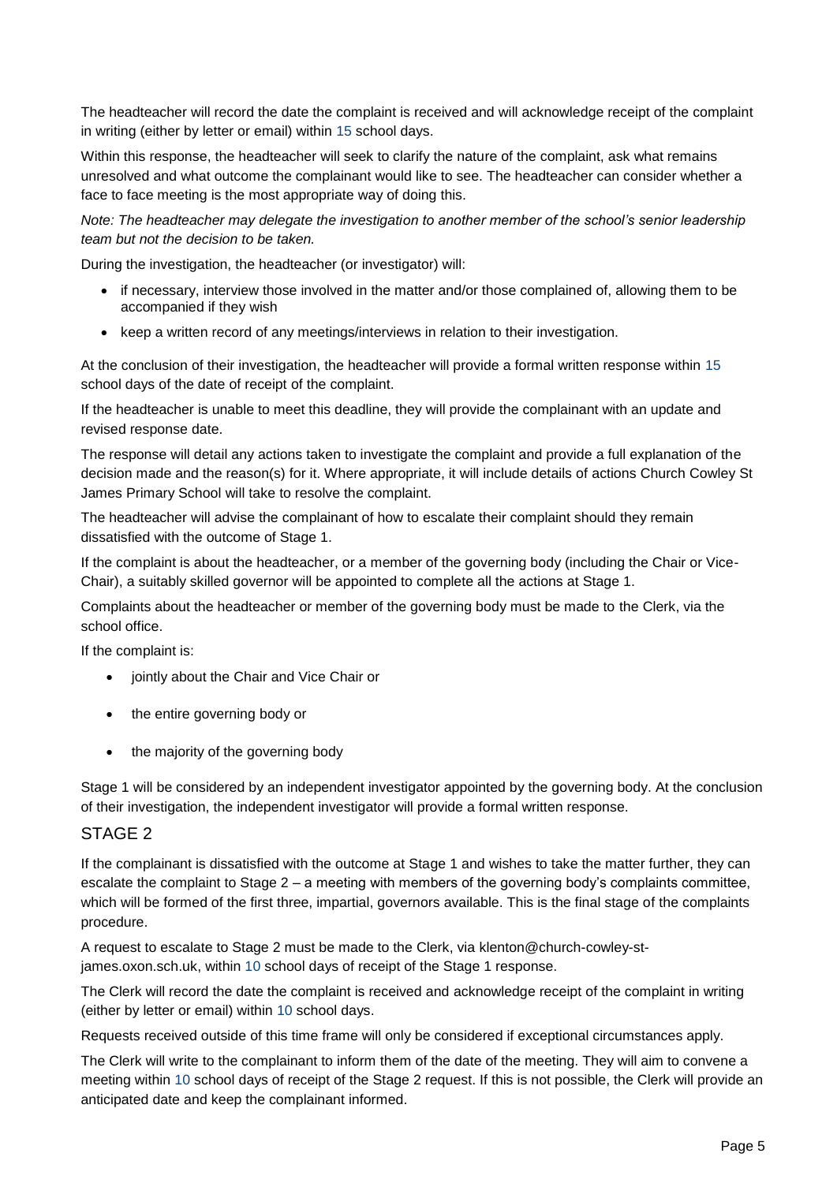The headteacher will record the date the complaint is received and will acknowledge receipt of the complaint in writing (either by letter or email) within 15 school days.

Within this response, the headteacher will seek to clarify the nature of the complaint, ask what remains unresolved and what outcome the complainant would like to see. The headteacher can consider whether a face to face meeting is the most appropriate way of doing this.

*Note: The headteacher may delegate the investigation to another member of the school's senior leadership team but not the decision to be taken.*

During the investigation, the headteacher (or investigator) will:

- if necessary, interview those involved in the matter and/or those complained of, allowing them to be accompanied if they wish
- keep a written record of any meetings/interviews in relation to their investigation.

At the conclusion of their investigation, the headteacher will provide a formal written response within 15 school days of the date of receipt of the complaint.

If the headteacher is unable to meet this deadline, they will provide the complainant with an update and revised response date.

The response will detail any actions taken to investigate the complaint and provide a full explanation of the decision made and the reason(s) for it. Where appropriate, it will include details of actions Church Cowley St James Primary School will take to resolve the complaint.

The headteacher will advise the complainant of how to escalate their complaint should they remain dissatisfied with the outcome of Stage 1.

If the complaint is about the headteacher, or a member of the governing body (including the Chair or Vice-Chair), a suitably skilled governor will be appointed to complete all the actions at Stage 1.

Complaints about the headteacher or member of the governing body must be made to the Clerk, via the school office.

If the complaint is:

- jointly about the Chair and Vice Chair or
- the entire governing body or
- the majority of the governing body

Stage 1 will be considered by an independent investigator appointed by the governing body. At the conclusion of their investigation, the independent investigator will provide a formal written response.

## STAGE 2

If the complainant is dissatisfied with the outcome at Stage 1 and wishes to take the matter further, they can escalate the complaint to Stage 2 – a meeting with members of the governing body's complaints committee, which will be formed of the first three, impartial, governors available. This is the final stage of the complaints procedure.

A request to escalate to Stage 2 must be made to the Clerk, via klenton@church-cowley-st-james.oxon.sch.uk, within 10 school days of receipt of the Stage 1 response.

The Clerk will record the date the complaint is received and acknowledge receipt of the complaint in writing (either by letter or email) within 10 school days.

Requests received outside of this time frame will only be considered if exceptional circumstances apply.

The Clerk will write to the complainant to inform them of the date of the meeting. They will aim to convene a meeting within 10 school days of receipt of the Stage 2 request. If this is not possible, the Clerk will provide an anticipated date and keep the complainant informed.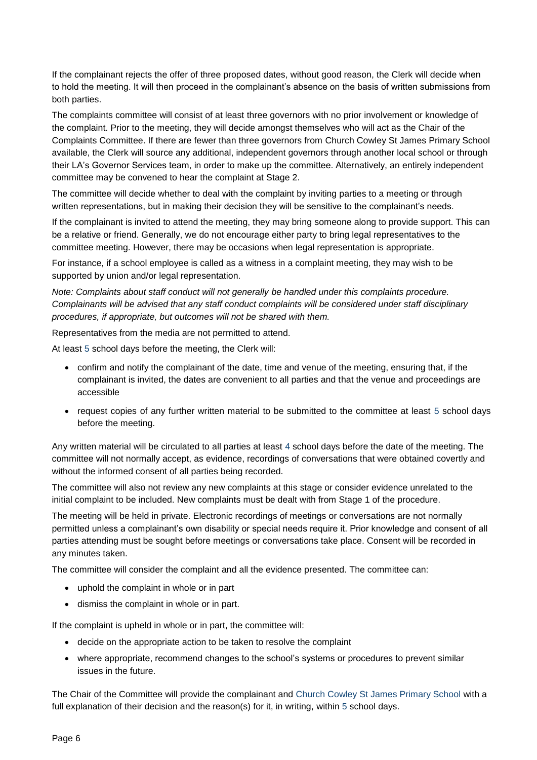If the complainant rejects the offer of three proposed dates, without good reason, the Clerk will decide when to hold the meeting. It will then proceed in the complainant's absence on the basis of written submissions from both parties.

The complaints committee will consist of at least three governors with no prior involvement or knowledge of the complaint. Prior to the meeting, they will decide amongst themselves who will act as the Chair of the Complaints Committee. If there are fewer than three governors from Church Cowley St James Primary School available, the Clerk will source any additional, independent governors through another local school or through their LA's Governor Services team, in order to make up the committee. Alternatively, an entirely independent committee may be convened to hear the complaint at Stage 2.

The committee will decide whether to deal with the complaint by inviting parties to a meeting or through written representations, but in making their decision they will be sensitive to the complainant's needs.

If the complainant is invited to attend the meeting, they may bring someone along to provide support. This can be a relative or friend. Generally, we do not encourage either party to bring legal representatives to the committee meeting. However, there may be occasions when legal representation is appropriate.

For instance, if a school employee is called as a witness in a complaint meeting, they may wish to be supported by union and/or legal representation.

*Note: Complaints about staff conduct will not generally be handled under this complaints procedure. Complainants will be advised that any staff conduct complaints will be considered under staff disciplinary procedures, if appropriate, but outcomes will not be shared with them.*

Representatives from the media are not permitted to attend.

At least 5 school days before the meeting, the Clerk will:

- confirm and notify the complainant of the date, time and venue of the meeting, ensuring that, if the complainant is invited, the dates are convenient to all parties and that the venue and proceedings are accessible
- request copies of any further written material to be submitted to the committee at least 5 school days before the meeting.

Any written material will be circulated to all parties at least 4 school days before the date of the meeting. The committee will not normally accept, as evidence, recordings of conversations that were obtained covertly and without the informed consent of all parties being recorded.

The committee will also not review any new complaints at this stage or consider evidence unrelated to the initial complaint to be included. New complaints must be dealt with from Stage 1 of the procedure.

The meeting will be held in private. Electronic recordings of meetings or conversations are not normally permitted unless a complainant's own disability or special needs require it. Prior knowledge and consent of all parties attending must be sought before meetings or conversations take place. Consent will be recorded in any minutes taken.

The committee will consider the complaint and all the evidence presented. The committee can:

- uphold the complaint in whole or in part
- dismiss the complaint in whole or in part.

If the complaint is upheld in whole or in part, the committee will:

- decide on the appropriate action to be taken to resolve the complaint
- where appropriate, recommend changes to the school's systems or procedures to prevent similar issues in the future.

The Chair of the Committee will provide the complainant and Church Cowley St James Primary School with a full explanation of their decision and the reason(s) for it, in writing, within 5 school days.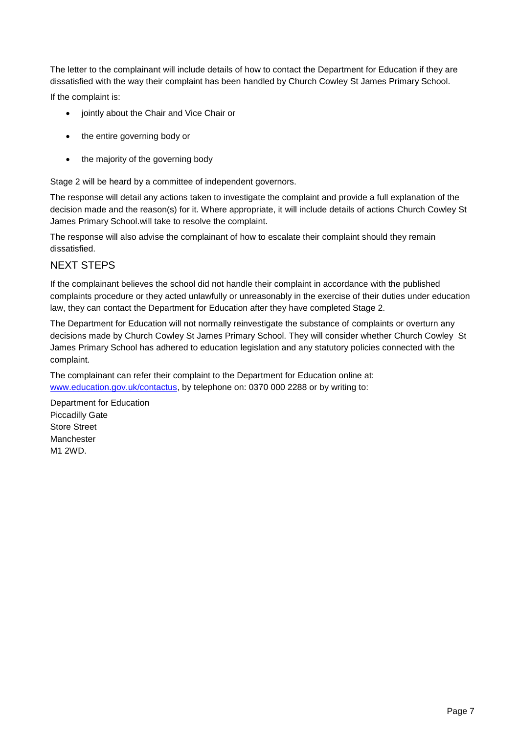The letter to the complainant will include details of how to contact the Department for Education if they are dissatisfied with the way their complaint has been handled by Church Cowley St James Primary School.

If the complaint is:

- jointly about the Chair and Vice Chair or
- the entire governing body or
- the majority of the governing body

Stage 2 will be heard by a committee of independent governors.

The response will detail any actions taken to investigate the complaint and provide a full explanation of the decision made and the reason(s) for it. Where appropriate, it will include details of actions Church Cowley St James Primary School.will take to resolve the complaint.

The response will also advise the complainant of how to escalate their complaint should they remain dissatisfied.

## NEXT STEPS

If the complainant believes the school did not handle their complaint in accordance with the published complaints procedure or they acted unlawfully or unreasonably in the exercise of their duties under education law, they can contact the Department for Education after they have completed Stage 2.

The Department for Education will not normally reinvestigate the substance of complaints or overturn any decisions made by Church Cowley St James Primary School. They will consider whether Church Cowley St James Primary School has adhered to education legislation and any statutory policies connected with the complaint.

The complainant can refer their complaint to the Department for Education online at: [www.education.gov.uk/contactus](http://www.education.gov.uk/contactus), by telephone on: 0370 000 2288 or by writing to:

Department for Education  
Piccadilly Gate  
Store Street  
Manchester  
M1 2WD.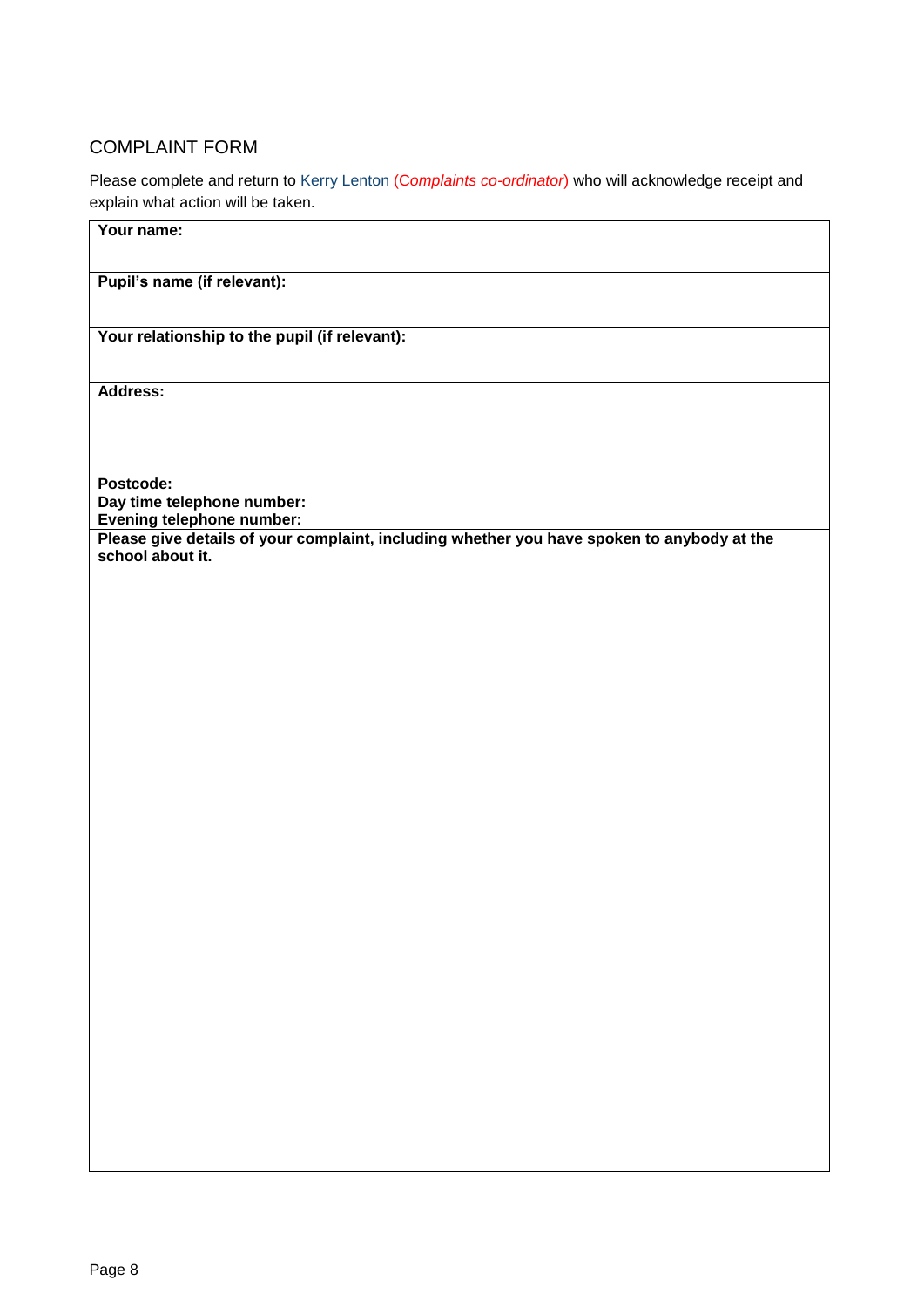## COMPLAINT FORM

Please complete and return to Kerry Lenton (*Complaints co-ordinator*) who will acknowledge receipt and explain what action will be taken.

| |
|---|
| **Your name:** |
| **Pupil's name (if relevant):** |
| **Your relationship to the pupil (if relevant):** |
| **Address:**<br><br><br><br>**Postcode:**<br>**Day time telephone number:**<br>**Evening telephone number:** |
| **Please give details of your complaint, including whether you have spoken to anybody at the school about it.** |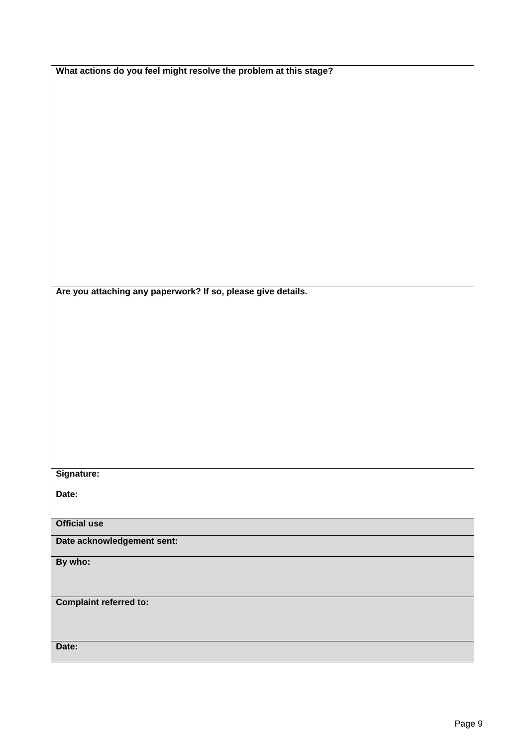| |
|---|
| **What actions do you feel might resolve the problem at this stage?** |
| **Are you attaching any paperwork? If so, please give details.** |
| **Signature:**<br><br>**Date:** |
| **Official use** |
| **Date acknowledgement sent:** |
| **By who:** |
| **Complaint referred to:** |
| **Date:** |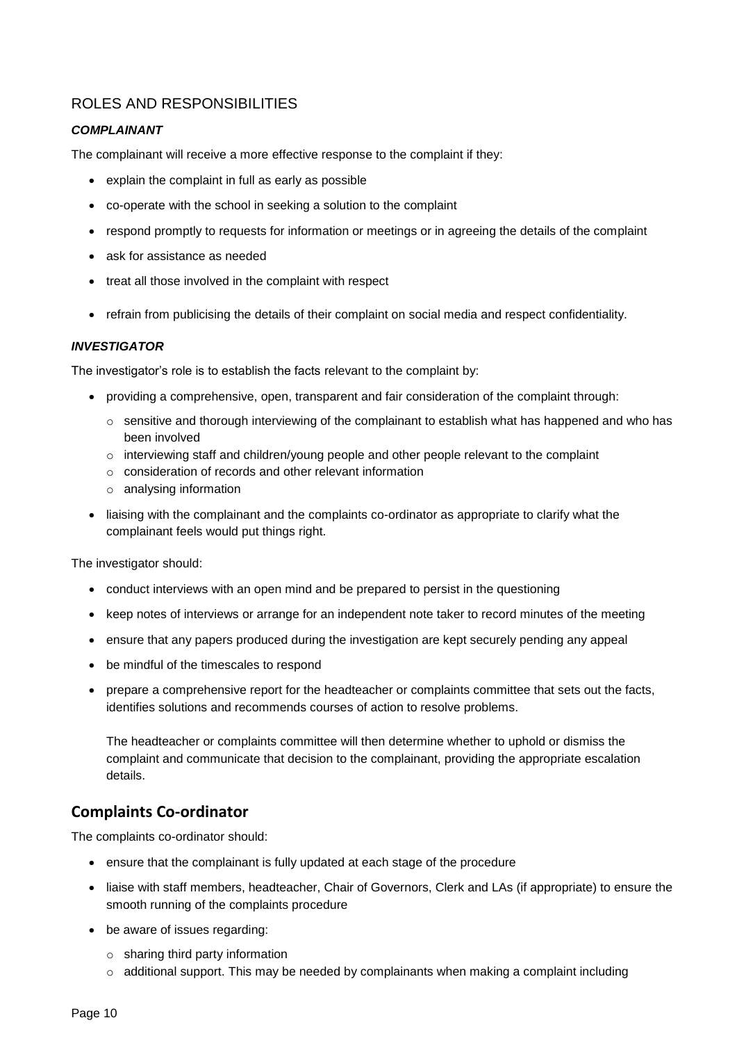## ROLES AND RESPONSIBILITIES

### *COMPLAINANT*

The complainant will receive a more effective response to the complaint if they:

- explain the complaint in full as early as possible
- co-operate with the school in seeking a solution to the complaint
- respond promptly to requests for information or meetings or in agreeing the details of the complaint
- ask for assistance as needed
- treat all those involved in the complaint with respect
- refrain from publicising the details of their complaint on social media and respect confidentiality.

### *INVESTIGATOR*

The investigator's role is to establish the facts relevant to the complaint by:

- providing a comprehensive, open, transparent and fair consideration of the complaint through:
  - sensitive and thorough interviewing of the complainant to establish what has happened and who has been involved
  - interviewing staff and children/young people and other people relevant to the complaint
  - consideration of records and other relevant information
  - analysing information
- liaising with the complainant and the complaints co-ordinator as appropriate to clarify what the complainant feels would put things right.

The investigator should:

- conduct interviews with an open mind and be prepared to persist in the questioning
- keep notes of interviews or arrange for an independent note taker to record minutes of the meeting
- ensure that any papers produced during the investigation are kept securely pending any appeal
- be mindful of the timescales to respond
- prepare a comprehensive report for the headteacher or complaints committee that sets out the facts, identifies solutions and recommends courses of action to resolve problems.

  The headteacher or complaints committee will then determine whether to uphold or dismiss the complaint and communicate that decision to the complainant, providing the appropriate escalation details.

## Complaints Co-ordinator

The complaints co-ordinator should:

- ensure that the complainant is fully updated at each stage of the procedure
- liaise with staff members, headteacher, Chair of Governors, Clerk and LAs (if appropriate) to ensure the smooth running of the complaints procedure
- be aware of issues regarding:
  - sharing third party information
  - additional support. This may be needed by complainants when making a complaint including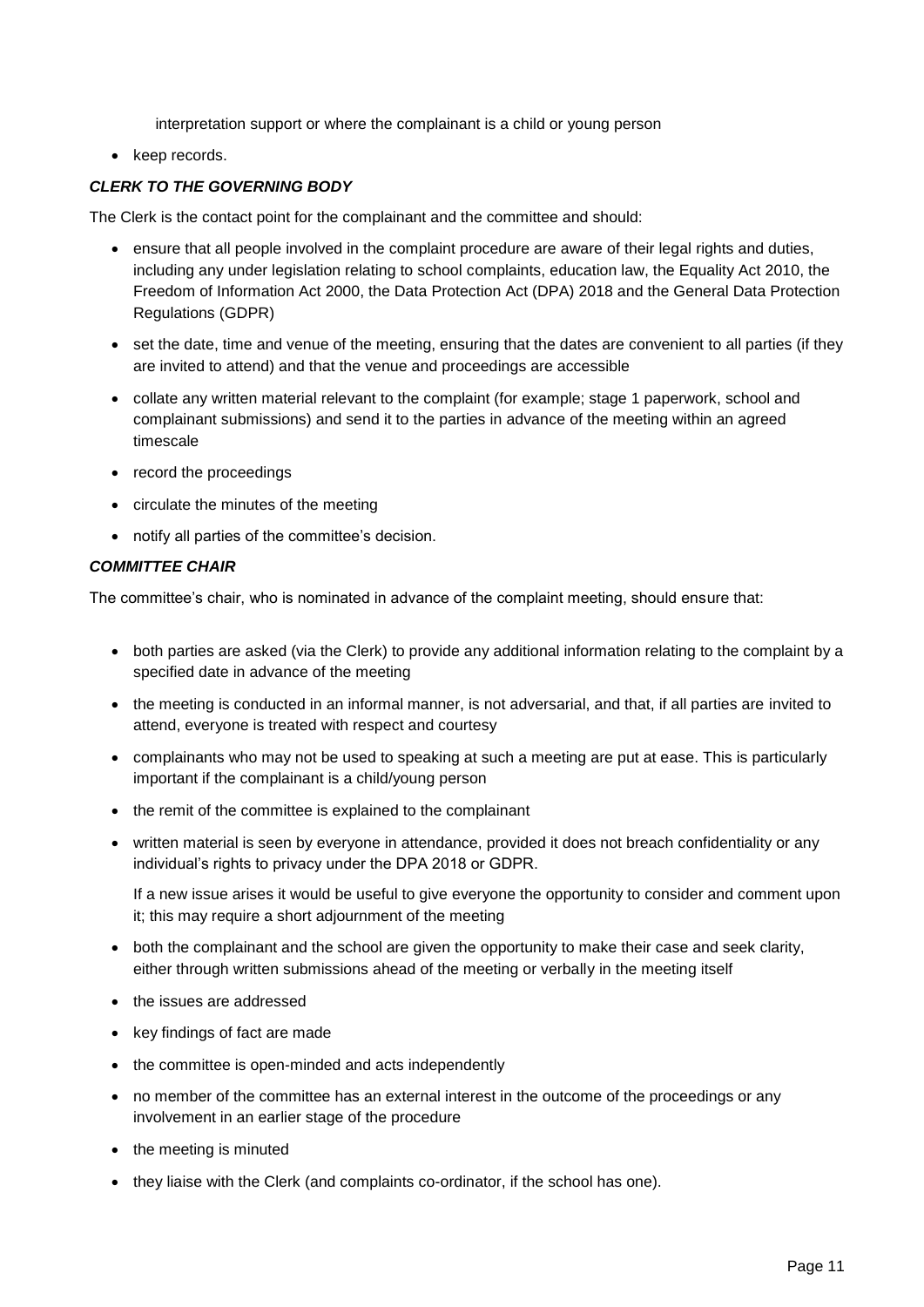interpretation support or where the complainant is a child or young person

- keep records.

***CLERK TO THE GOVERNING BODY***

The Clerk is the contact point for the complainant and the committee and should:

- ensure that all people involved in the complaint procedure are aware of their legal rights and duties, including any under legislation relating to school complaints, education law, the Equality Act 2010, the Freedom of Information Act 2000, the Data Protection Act (DPA) 2018 and the General Data Protection Regulations (GDPR)
- set the date, time and venue of the meeting, ensuring that the dates are convenient to all parties (if they are invited to attend) and that the venue and proceedings are accessible
- collate any written material relevant to the complaint (for example; stage 1 paperwork, school and complainant submissions) and send it to the parties in advance of the meeting within an agreed timescale
- record the proceedings
- circulate the minutes of the meeting
- notify all parties of the committee's decision.

***COMMITTEE CHAIR***

The committee's chair, who is nominated in advance of the complaint meeting, should ensure that:

- both parties are asked (via the Clerk) to provide any additional information relating to the complaint by a specified date in advance of the meeting
- the meeting is conducted in an informal manner, is not adversarial, and that, if all parties are invited to attend, everyone is treated with respect and courtesy
- complainants who may not be used to speaking at such a meeting are put at ease. This is particularly important if the complainant is a child/young person
- the remit of the committee is explained to the complainant
- written material is seen by everyone in attendance, provided it does not breach confidentiality or any individual's rights to privacy under the DPA 2018 or GDPR.

  If a new issue arises it would be useful to give everyone the opportunity to consider and comment upon it; this may require a short adjournment of the meeting
- both the complainant and the school are given the opportunity to make their case and seek clarity, either through written submissions ahead of the meeting or verbally in the meeting itself
- the issues are addressed
- key findings of fact are made
- the committee is open-minded and acts independently
- no member of the committee has an external interest in the outcome of the proceedings or any involvement in an earlier stage of the procedure
- the meeting is minuted
- they liaise with the Clerk (and complaints co-ordinator, if the school has one).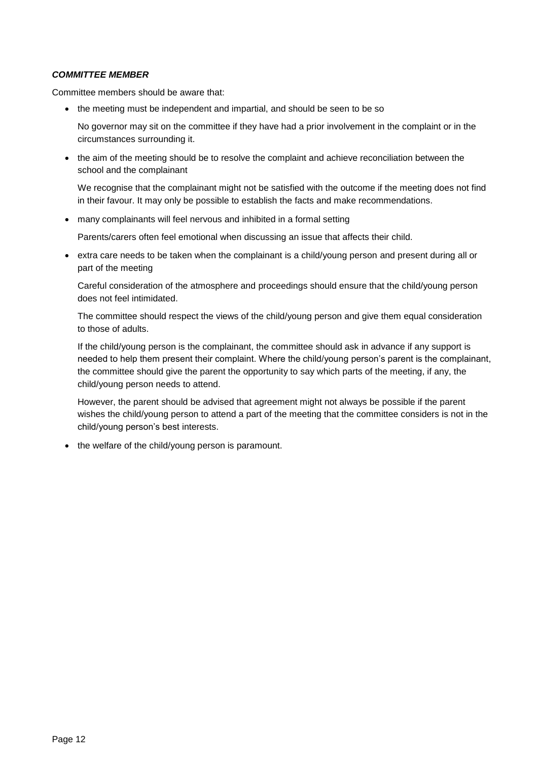***COMMITTEE MEMBER***

Committee members should be aware that:

- the meeting must be independent and impartial, and should be seen to be so

  No governor may sit on the committee if they have had a prior involvement in the complaint or in the circumstances surrounding it.

- the aim of the meeting should be to resolve the complaint and achieve reconciliation between the school and the complainant

  We recognise that the complainant might not be satisfied with the outcome if the meeting does not find in their favour. It may only be possible to establish the facts and make recommendations.

- many complainants will feel nervous and inhibited in a formal setting

  Parents/carers often feel emotional when discussing an issue that affects their child.

- extra care needs to be taken when the complainant is a child/young person and present during all or part of the meeting

  Careful consideration of the atmosphere and proceedings should ensure that the child/young person does not feel intimidated.

  The committee should respect the views of the child/young person and give them equal consideration to those of adults.

  If the child/young person is the complainant, the committee should ask in advance if any support is needed to help them present their complaint. Where the child/young person's parent is the complainant, the committee should give the parent the opportunity to say which parts of the meeting, if any, the child/young person needs to attend.

  However, the parent should be advised that agreement might not always be possible if the parent wishes the child/young person to attend a part of the meeting that the committee considers is not in the child/young person's best interests.

- the welfare of the child/young person is paramount.